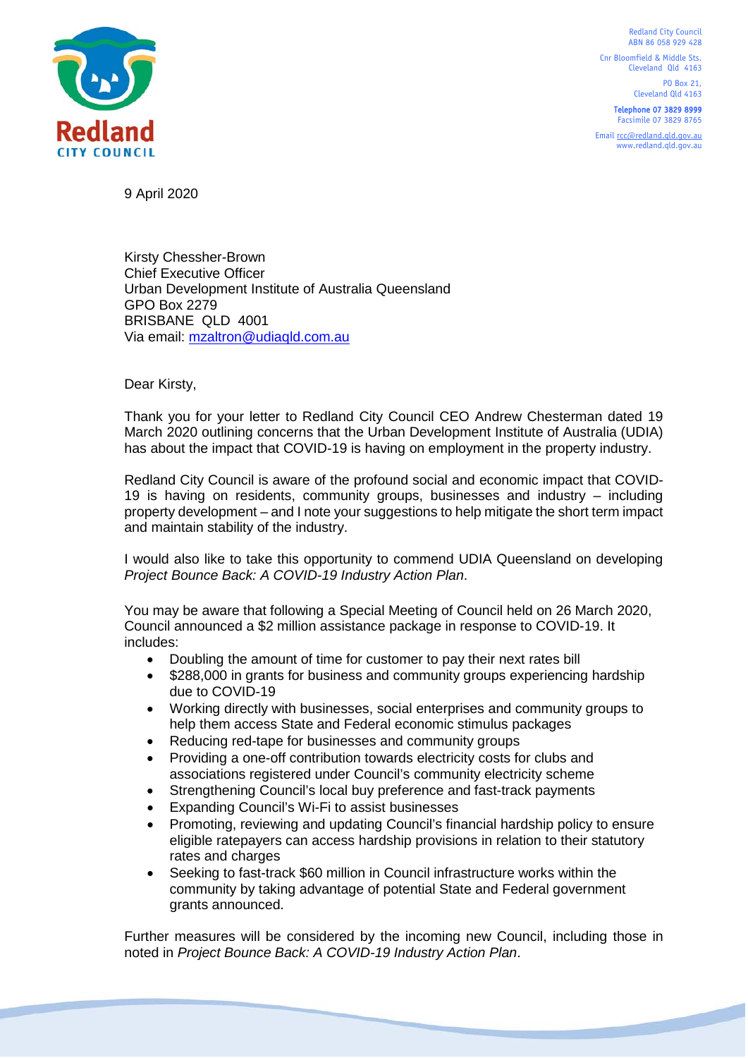Redland City Council
ABN 86 058 929 428

Cnr Bloomfield & Middle Sts.
Cleveland Qld 4163

PO Box 21,
Cleveland Qld 4163

**Telephone 07 3829 8999**
Facsimile 07 3829 8765

Email rcc@redland.qld.gov.au
www.redland.qld.gov.au

9 April 2020

Kirsty Chessher-Brown
Chief Executive Officer
Urban Development Institute of Australia Queensland
GPO Box 2279
BRISBANE QLD 4001
Via email: mzaltron@udiaqld.com.au

Dear Kirsty,

Thank you for your letter to Redland City Council CEO Andrew Chesterman dated 19 March 2020 outlining concerns that the Urban Development Institute of Australia (UDIA) has about the impact that COVID-19 is having on employment in the property industry.

Redland City Council is aware of the profound social and economic impact that COVID-19 is having on residents, community groups, businesses and industry – including property development – and I note your suggestions to help mitigate the short term impact and maintain stability of the industry.

I would also like to take this opportunity to commend UDIA Queensland on developing *Project Bounce Back: A COVID-19 Industry Action Plan*.

You may be aware that following a Special Meeting of Council held on 26 March 2020, Council announced a $2 million assistance package in response to COVID-19. It includes:

- Doubling the amount of time for customer to pay their next rates bill
- $288,000 in grants for business and community groups experiencing hardship due to COVID-19
- Working directly with businesses, social enterprises and community groups to help them access State and Federal economic stimulus packages
- Reducing red-tape for businesses and community groups
- Providing a one-off contribution towards electricity costs for clubs and associations registered under Council's community electricity scheme
- Strengthening Council's local buy preference and fast-track payments
- Expanding Council's Wi-Fi to assist businesses
- Promoting, reviewing and updating Council's financial hardship policy to ensure eligible ratepayers can access hardship provisions in relation to their statutory rates and charges
- Seeking to fast-track $60 million in Council infrastructure works within the community by taking advantage of potential State and Federal government grants announced.

Further measures will be considered by the incoming new Council, including those in noted in *Project Bounce Back: A COVID-19 Industry Action Plan*.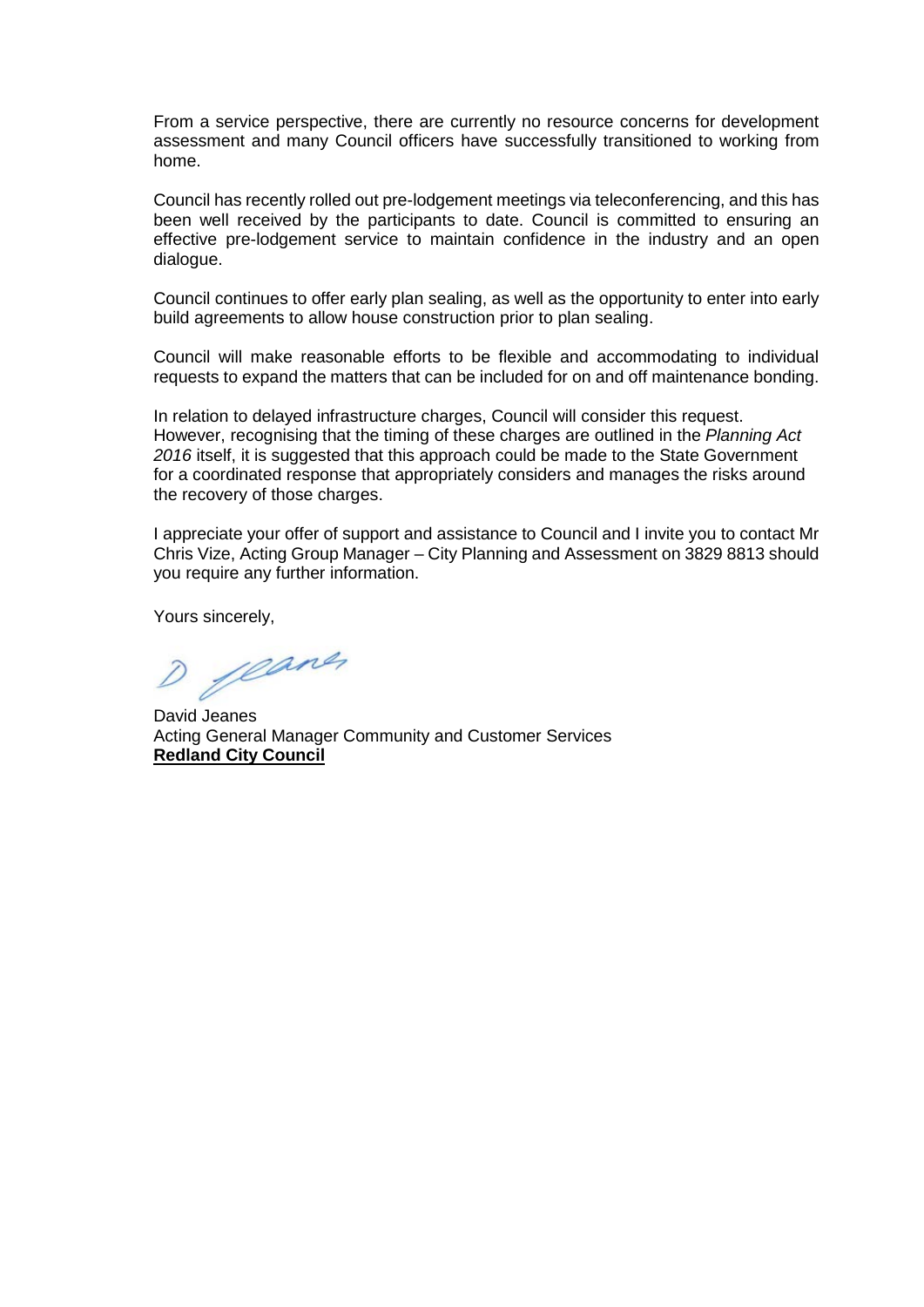From a service perspective, there are currently no resource concerns for development assessment and many Council officers have successfully transitioned to working from home.

Council has recently rolled out pre-lodgement meetings via teleconferencing, and this has been well received by the participants to date. Council is committed to ensuring an effective pre-lodgement service to maintain confidence in the industry and an open dialogue.

Council continues to offer early plan sealing, as well as the opportunity to enter into early build agreements to allow house construction prior to plan sealing.

Council will make reasonable efforts to be flexible and accommodating to individual requests to expand the matters that can be included for on and off maintenance bonding.

In relation to delayed infrastructure charges, Council will consider this request. However, recognising that the timing of these charges are outlined in the *Planning Act 2016* itself, it is suggested that this approach could be made to the State Government for a coordinated response that appropriately considers and manages the risks around the recovery of those charges.

I appreciate your offer of support and assistance to Council and I invite you to contact Mr Chris Vize, Acting Group Manager – City Planning and Assessment on 3829 8813 should you require any further information.

Yours sincerely,

D Jeanes

David Jeanes
Acting General Manager Community and Customer Services
**Redland City Council**